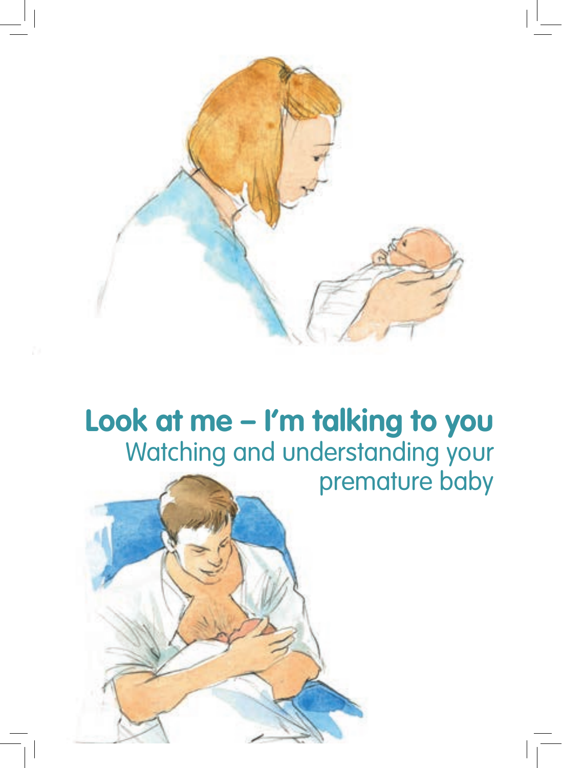# Look at me – I'm talking to you

## Watching and understanding your premature baby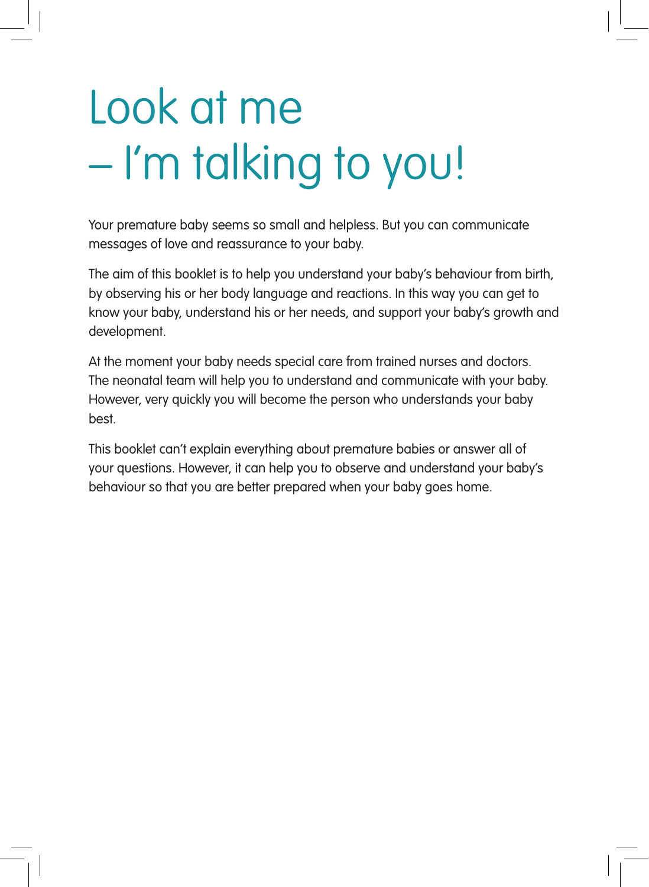# Look at me – I'm talking to you!

Your premature baby seems so small and helpless. But you can communicate messages of love and reassurance to your baby.

The aim of this booklet is to help you understand your baby's behaviour from birth, by observing his or her body language and reactions. In this way you can get to know your baby, understand his or her needs, and support your baby's growth and development.

At the moment your baby needs special care from trained nurses and doctors. The neonatal team will help you to understand and communicate with your baby. However, very quickly you will become the person who understands your baby best.

This booklet can't explain everything about premature babies or answer all of your questions. However, it can help you to observe and understand your baby's behaviour so that you are better prepared when your baby goes home.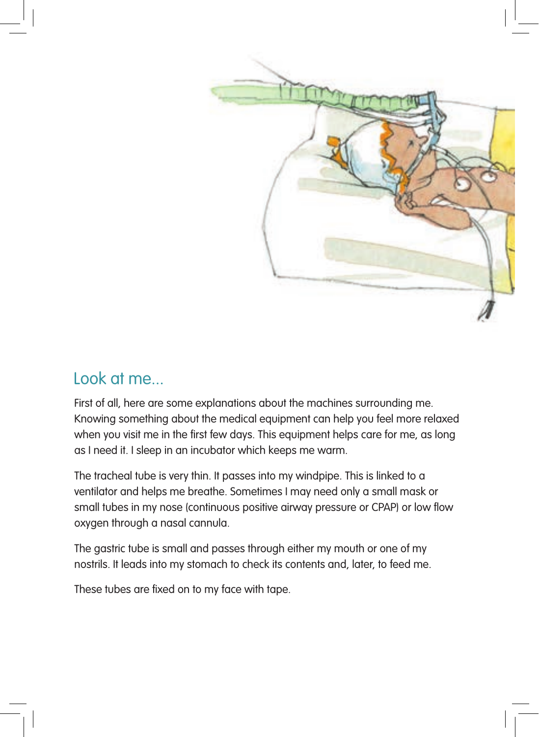## Look at me...

First of all, here are some explanations about the machines surrounding me. Knowing something about the medical equipment can help you feel more relaxed when you visit me in the first few days. This equipment helps care for me, as long as I need it. I sleep in an incubator which keeps me warm.

The tracheal tube is very thin. It passes into my windpipe. This is linked to a ventilator and helps me breathe. Sometimes I may need only a small mask or small tubes in my nose (continuous positive airway pressure or CPAP) or low flow oxygen through a nasal cannula.

The gastric tube is small and passes through either my mouth or one of my nostrils. It leads into my stomach to check its contents and, later, to feed me.

These tubes are fixed on to my face with tape.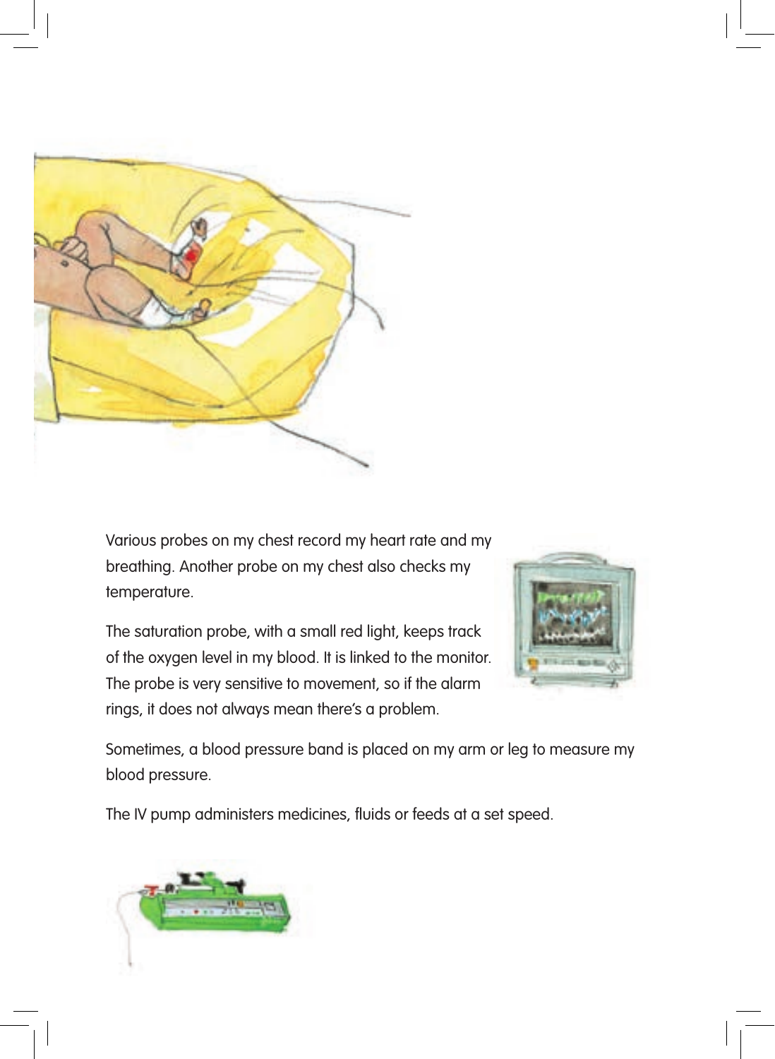Various probes on my chest record my heart rate and my breathing. Another probe on my chest also checks my temperature.

The saturation probe, with a small red light, keeps track of the oxygen level in my blood. It is linked to the monitor. The probe is very sensitive to movement, so if the alarm rings, it does not always mean there's a problem.

Sometimes, a blood pressure band is placed on my arm or leg to measure my blood pressure.

The IV pump administers medicines, fluids or feeds at a set speed.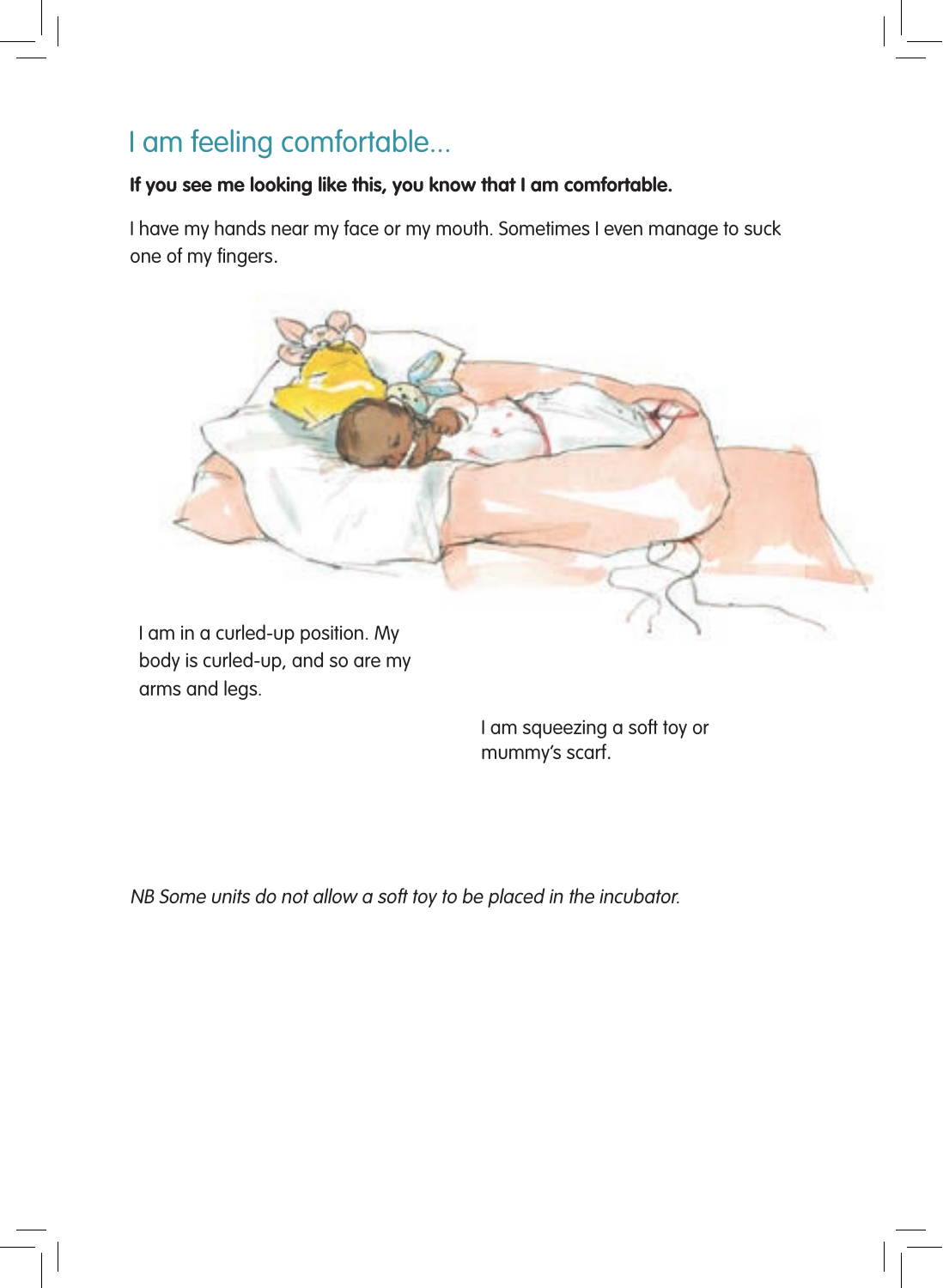# I am feeling comfortable...

**If you see me looking like this, you know that I am comfortable.**

I have my hands near my face or my mouth. Sometimes I even manage to suck one of my fingers.

I am in a curled-up position. My body is curled-up, and so are my arms and legs.

I am squeezing a soft toy or mummy's scarf.

*NB Some units do not allow a soft toy to be placed in the incubator.*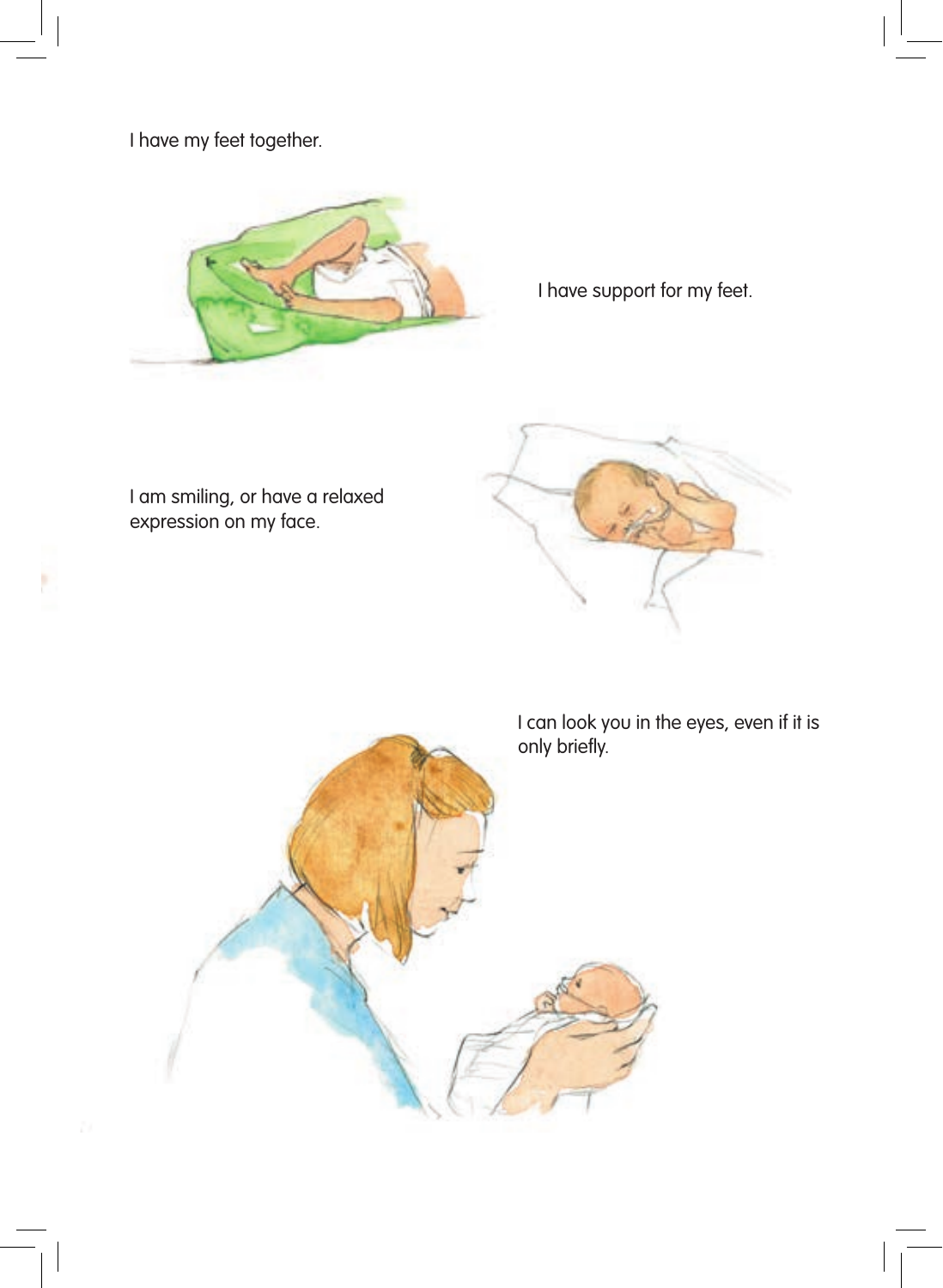I have my feet together.

I have support for my feet.

I am smiling, or have a relaxed expression on my face.

I can look you in the eyes, even if it is only briefly.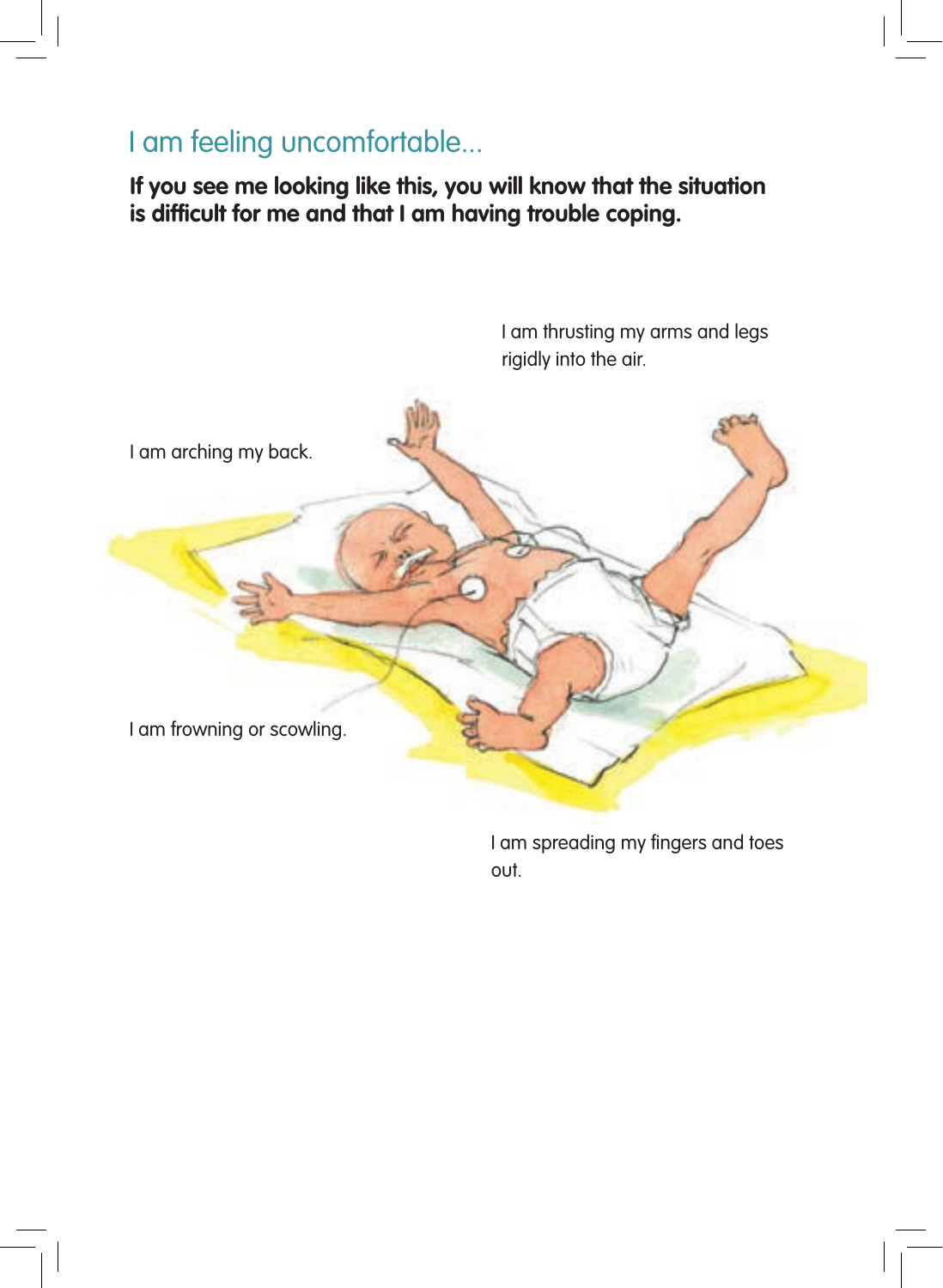## I am feeling uncomfortable...

**If you see me looking like this, you will know that the situation is difficult for me and that I am having trouble coping.**

I am thrusting my arms and legs rigidly into the air.

I am arching my back.

I am frowning or scowling.

I am spreading my fingers and toes out.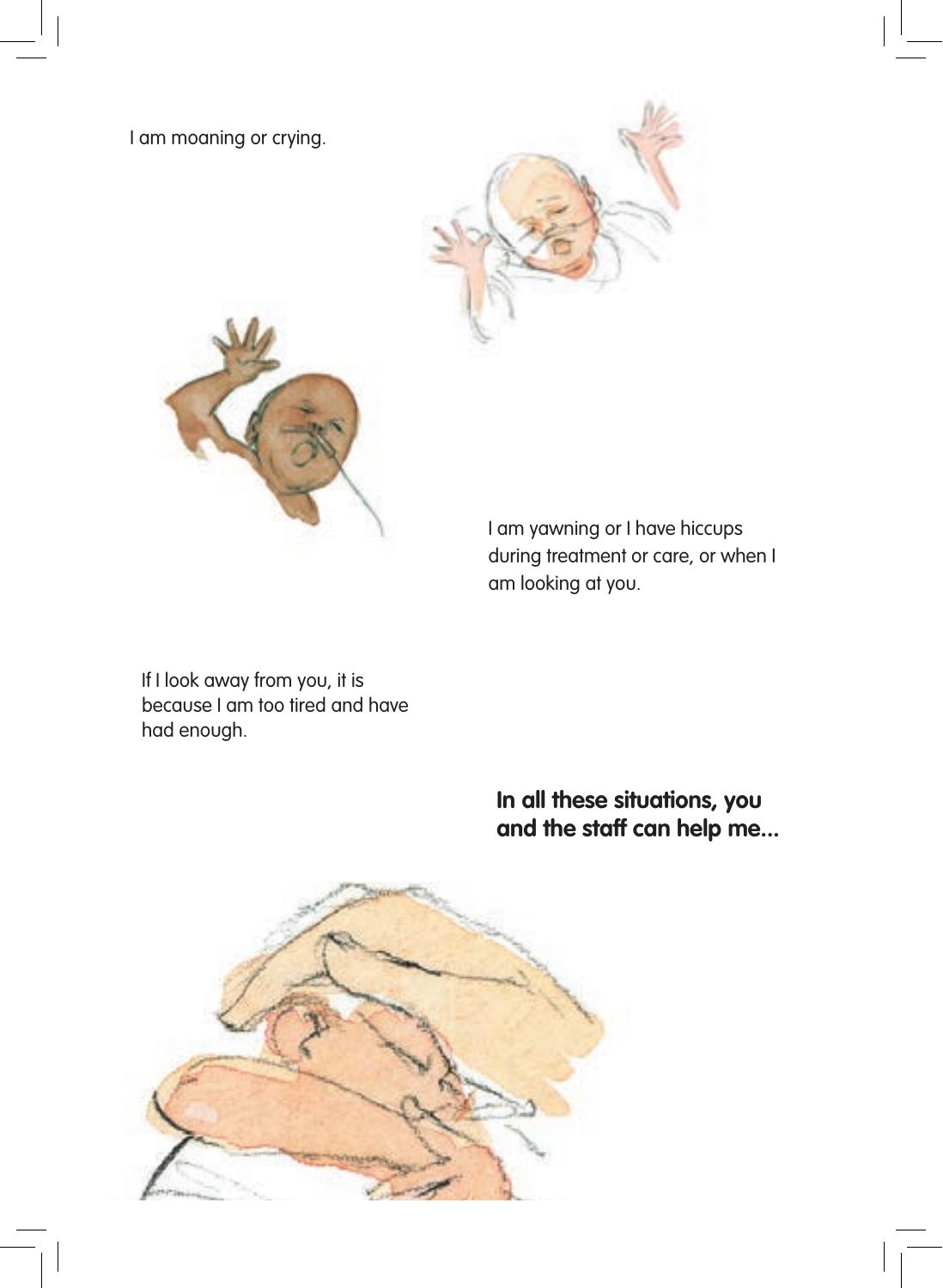I am moaning or crying.

I am yawning or I have hiccups during treatment or care, or when I am looking at you.

If I look away from you, it is because I am too tired and have had enough.

**In all these situations, you and the staff can help me...**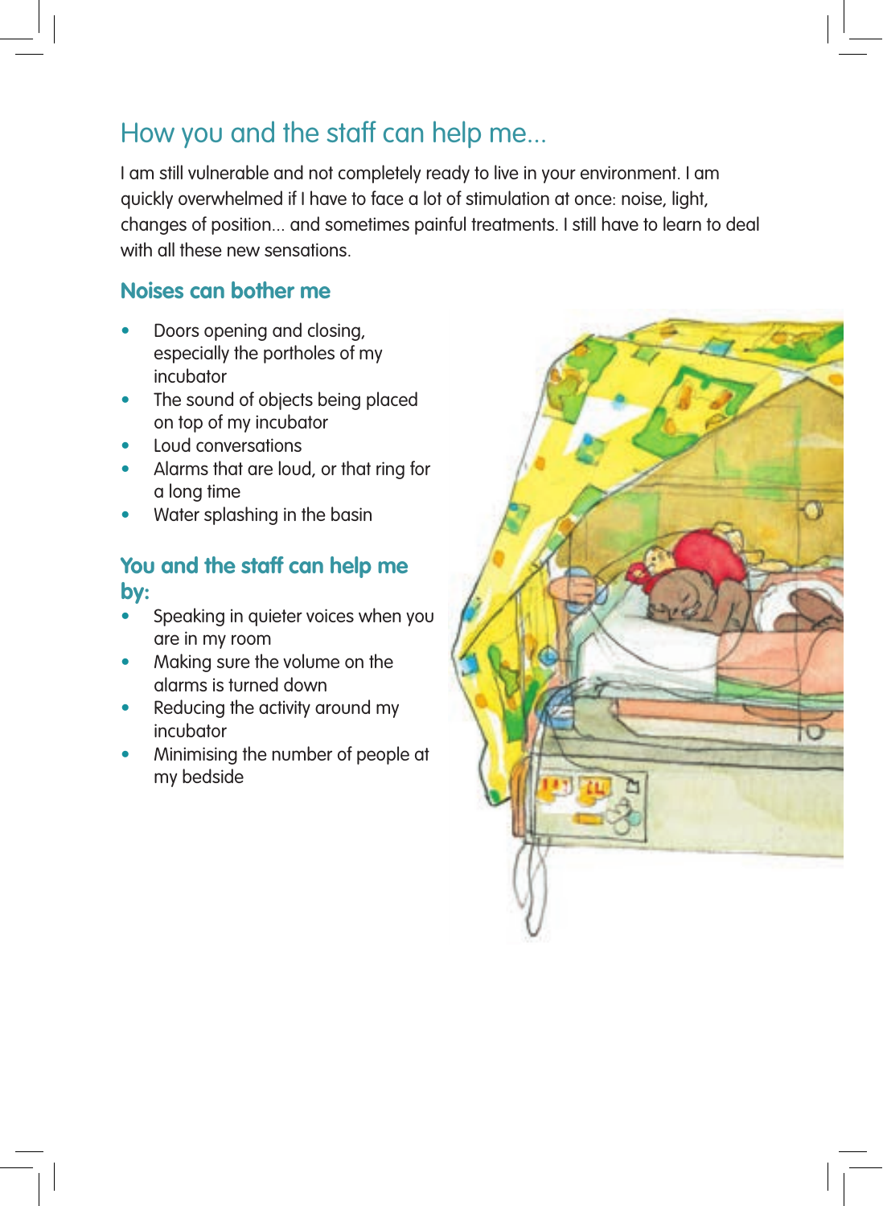## How you and the staff can help me...

I am still vulnerable and not completely ready to live in your environment. I am quickly overwhelmed if I have to face a lot of stimulation at once: noise, light, changes of position... and sometimes painful treatments. I still have to learn to deal with all these new sensations.

### Noises can bother me

- Doors opening and closing, especially the portholes of my incubator
- The sound of objects being placed on top of my incubator
- Loud conversations
- Alarms that are loud, or that ring for a long time
- Water splashing in the basin

### You and the staff can help me by:

- Speaking in quieter voices when you are in my room
- Making sure the volume on the alarms is turned down
- Reducing the activity around my incubator
- Minimising the number of people at my bedside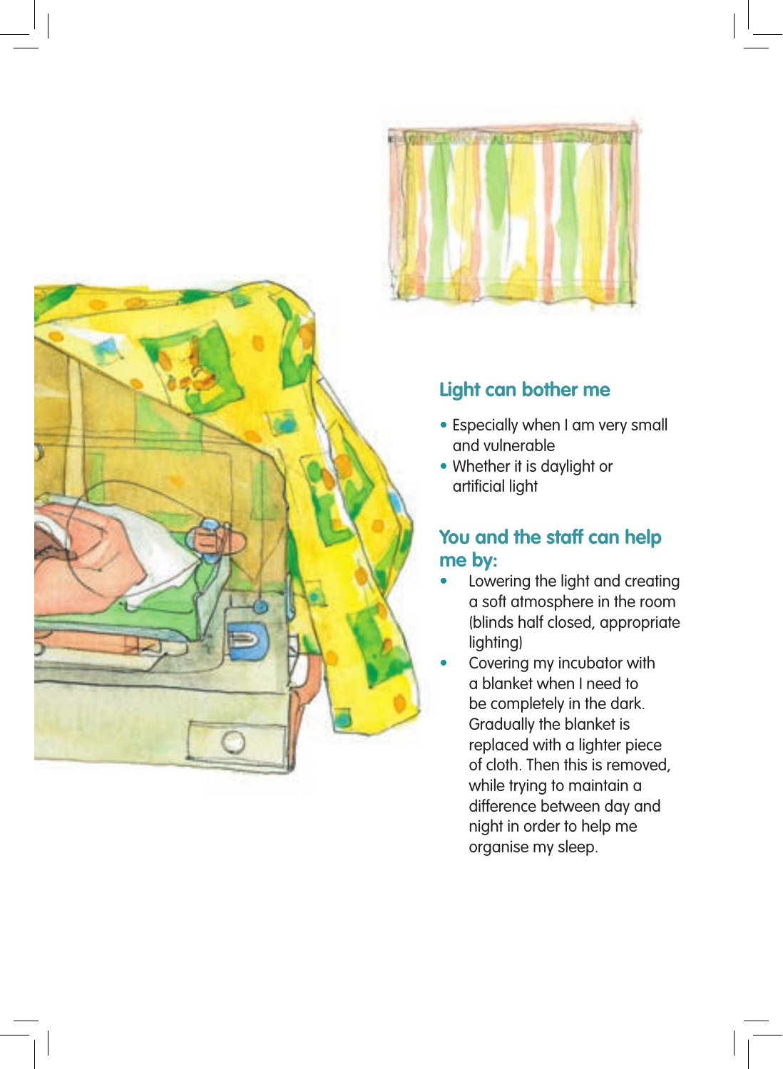## Light can bother me

- Especially when I am very small and vulnerable
- Whether it is daylight or artificial light

## You and the staff can help me by:

- Lowering the light and creating a soft atmosphere in the room (blinds half closed, appropriate lighting)
- Covering my incubator with a blanket when I need to be completely in the dark. Gradually the blanket is replaced with a lighter piece of cloth. Then this is removed, while trying to maintain a difference between day and night in order to help me organise my sleep.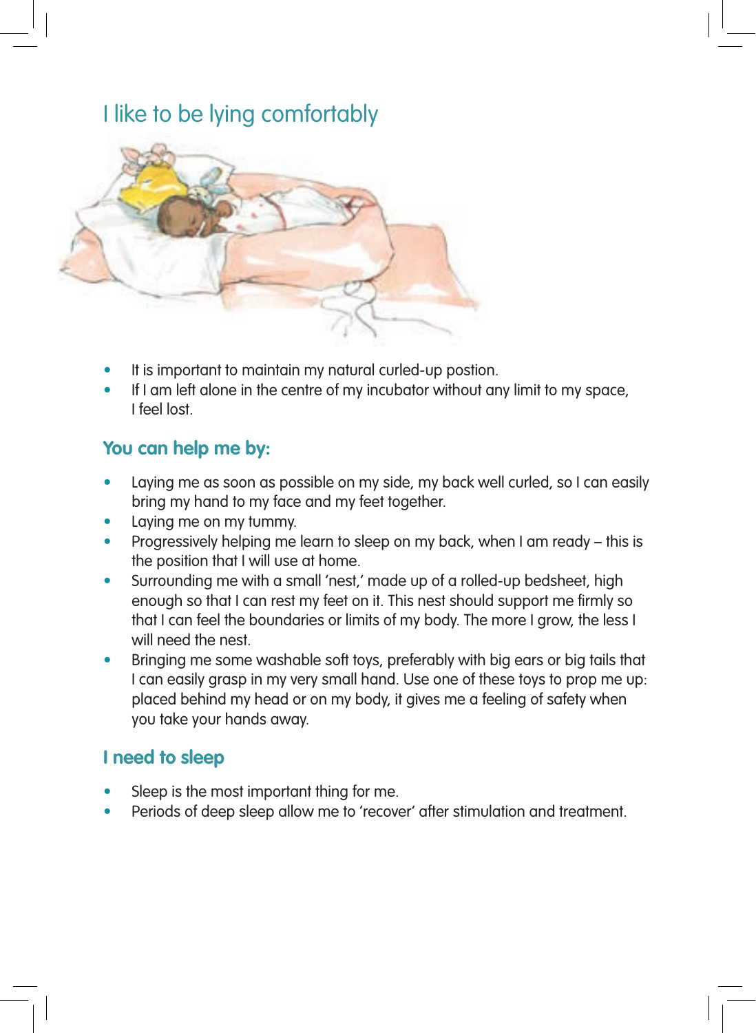# I like to be lying comfortably

- It is important to maintain my natural curled-up postion.
- If I am left alone in the centre of my incubator without any limit to my space, I feel lost.

## You can help me by:

- Laying me as soon as possible on my side, my back well curled, so I can easily bring my hand to my face and my feet together.
- Laying me on my tummy.
- Progressively helping me learn to sleep on my back, when I am ready – this is the position that I will use at home.
- Surrounding me with a small 'nest,' made up of a rolled-up bedsheet, high enough so that I can rest my feet on it. This nest should support me firmly so that I can feel the boundaries or limits of my body. The more I grow, the less I will need the nest.
- Bringing me some washable soft toys, preferably with big ears or big tails that I can easily grasp in my very small hand. Use one of these toys to prop me up: placed behind my head or on my body, it gives me a feeling of safety when you take your hands away.

## I need to sleep

- Sleep is the most important thing for me.
- Periods of deep sleep allow me to 'recover' after stimulation and treatment.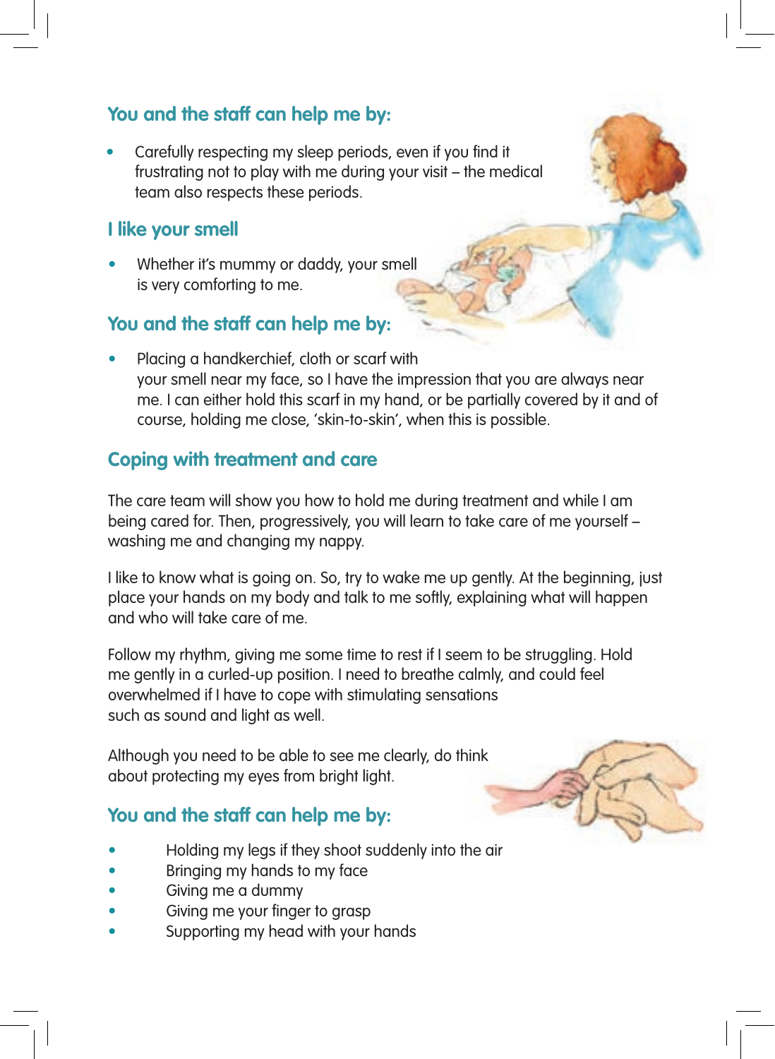## You and the staff can help me by:

- Carefully respecting my sleep periods, even if you find it frustrating not to play with me during your visit – the medical team also respects these periods.

## I like your smell

- Whether it's mummy or daddy, your smell is very comforting to me.

## You and the staff can help me by:

- Placing a handkerchief, cloth or scarf with your smell near my face, so I have the impression that you are always near me. I can either hold this scarf in my hand, or be partially covered by it and of course, holding me close, 'skin-to-skin', when this is possible.

## Coping with treatment and care

The care team will show you how to hold me during treatment and while I am being cared for. Then, progressively, you will learn to take care of me yourself – washing me and changing my nappy.

I like to know what is going on. So, try to wake me up gently. At the beginning, just place your hands on my body and talk to me softly, explaining what will happen and who will take care of me.

Follow my rhythm, giving me some time to rest if I seem to be struggling. Hold me gently in a curled-up position. I need to breathe calmly, and could feel overwhelmed if I have to cope with stimulating sensations such as sound and light as well.

Although you need to be able to see me clearly, do think about protecting my eyes from bright light.

## You and the staff can help me by:

- Holding my legs if they shoot suddenly into the air
- Bringing my hands to my face
- Giving me a dummy
- Giving me your finger to grasp
- Supporting my head with your hands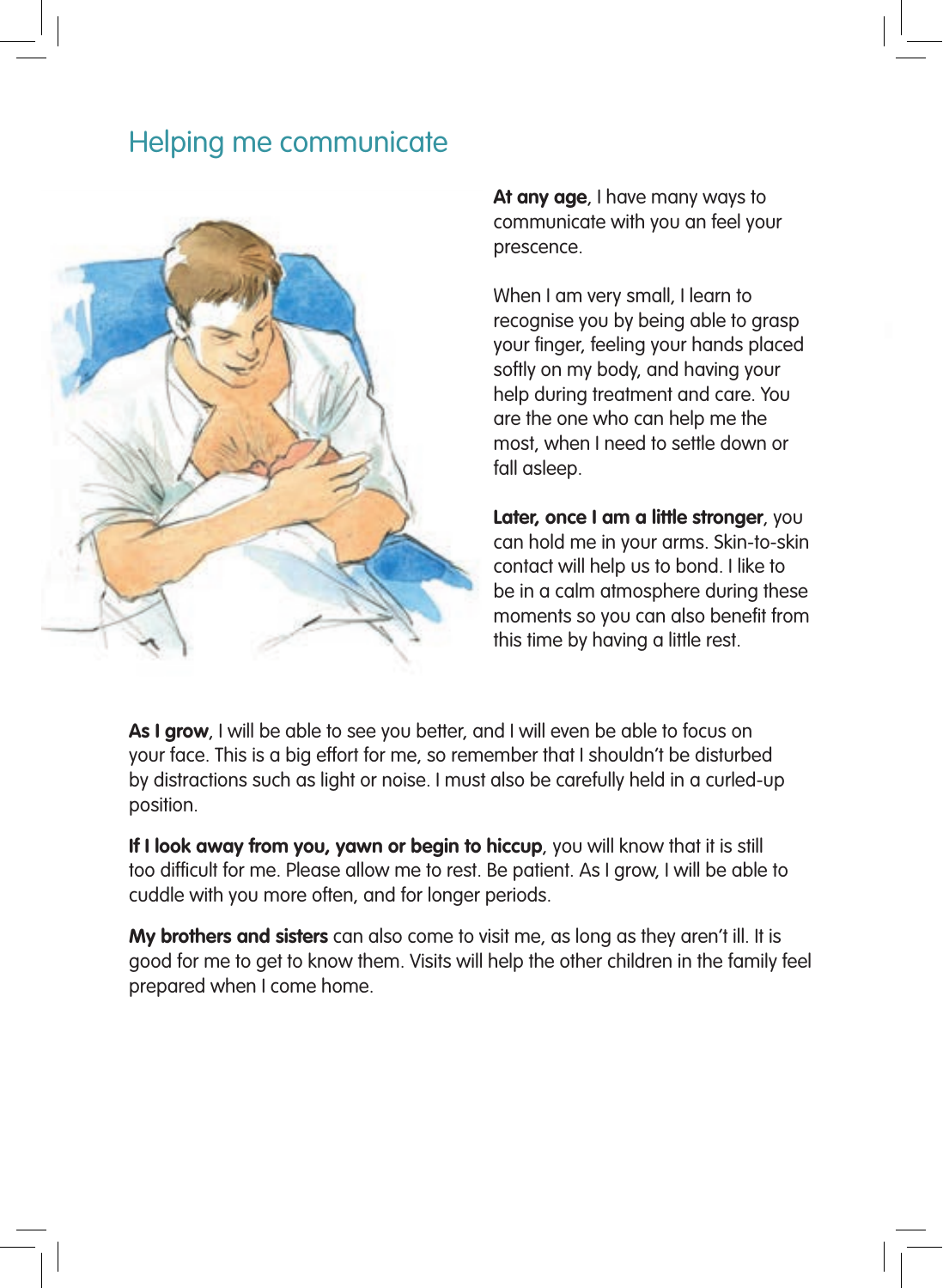## Helping me communicate

**At any age**, I have many ways to communicate with you an feel your prescence.

When I am very small, I learn to recognise you by being able to grasp your finger, feeling your hands placed softly on my body, and having your help during treatment and care. You are the one who can help me the most, when I need to settle down or fall asleep.

**Later, once I am a little stronger**, you can hold me in your arms. Skin-to-skin contact will help us to bond. I like to be in a calm atmosphere during these moments so you can also benefit from this time by having a little rest.

**As I grow**, I will be able to see you better, and I will even be able to focus on your face. This is a big effort for me, so remember that I shouldn't be disturbed by distractions such as light or noise. I must also be carefully held in a curled-up position.

**If I look away from you, yawn or begin to hiccup**, you will know that it is still too difficult for me. Please allow me to rest. Be patient. As I grow, I will be able to cuddle with you more often, and for longer periods.

**My brothers and sisters** can also come to visit me, as long as they aren't ill. It is good for me to get to know them. Visits will help the other children in the family feel prepared when I come home.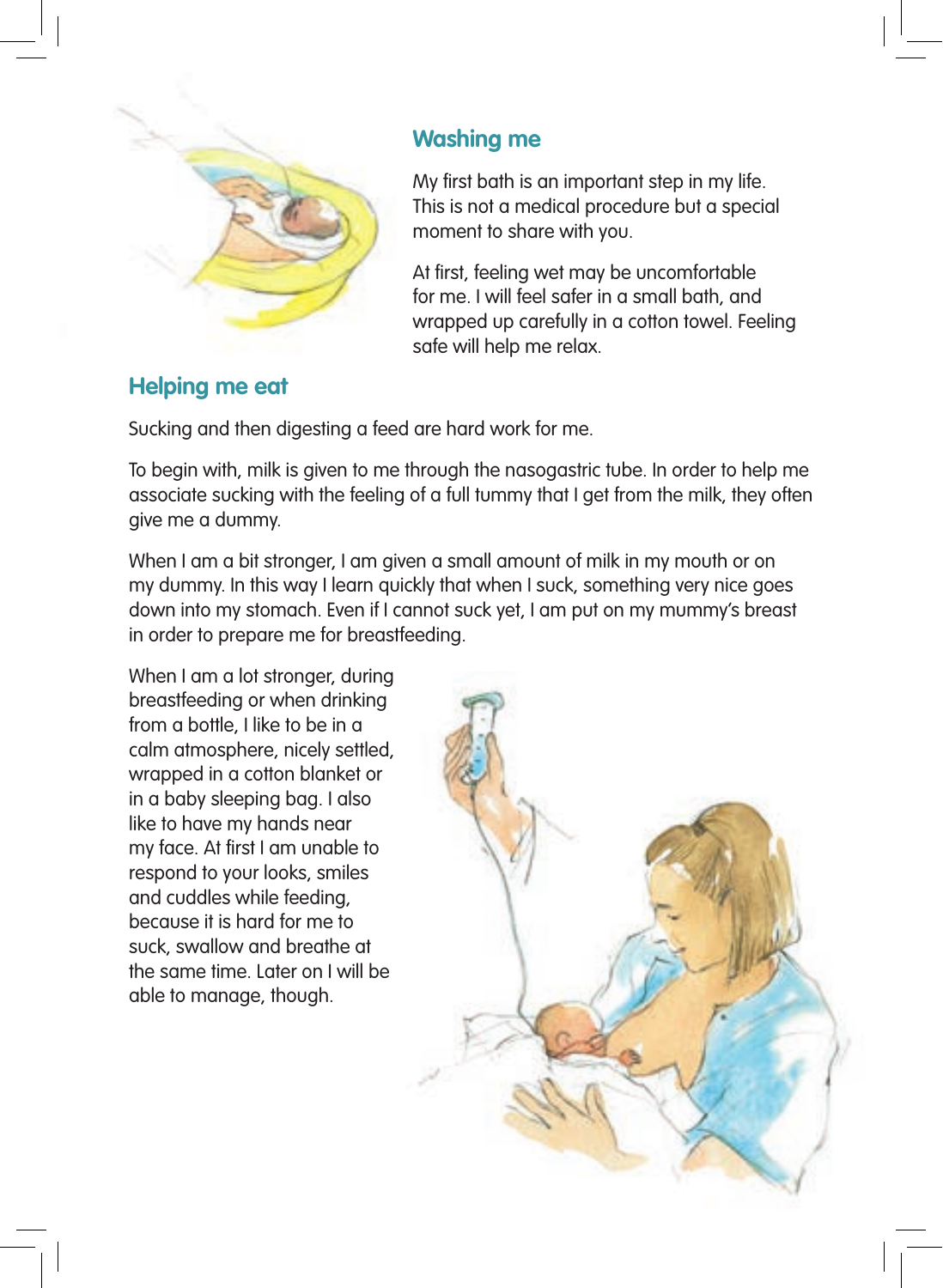## Washing me

My first bath is an important step in my life. This is not a medical procedure but a special moment to share with you.

At first, feeling wet may be uncomfortable for me. I will feel safer in a small bath, and wrapped up carefully in a cotton towel. Feeling safe will help me relax.

## Helping me eat

Sucking and then digesting a feed are hard work for me.

To begin with, milk is given to me through the nasogastric tube. In order to help me associate sucking with the feeling of a full tummy that I get from the milk, they often give me a dummy.

When I am a bit stronger, I am given a small amount of milk in my mouth or on my dummy. In this way I learn quickly that when I suck, something very nice goes down into my stomach. Even if I cannot suck yet, I am put on my mummy's breast in order to prepare me for breastfeeding.

When I am a lot stronger, during breastfeeding or when drinking from a bottle, I like to be in a calm atmosphere, nicely settled, wrapped in a cotton blanket or in a baby sleeping bag. I also like to have my hands near my face. At first I am unable to respond to your looks, smiles and cuddles while feeding, because it is hard for me to suck, swallow and breathe at the same time. Later on I will be able to manage, though.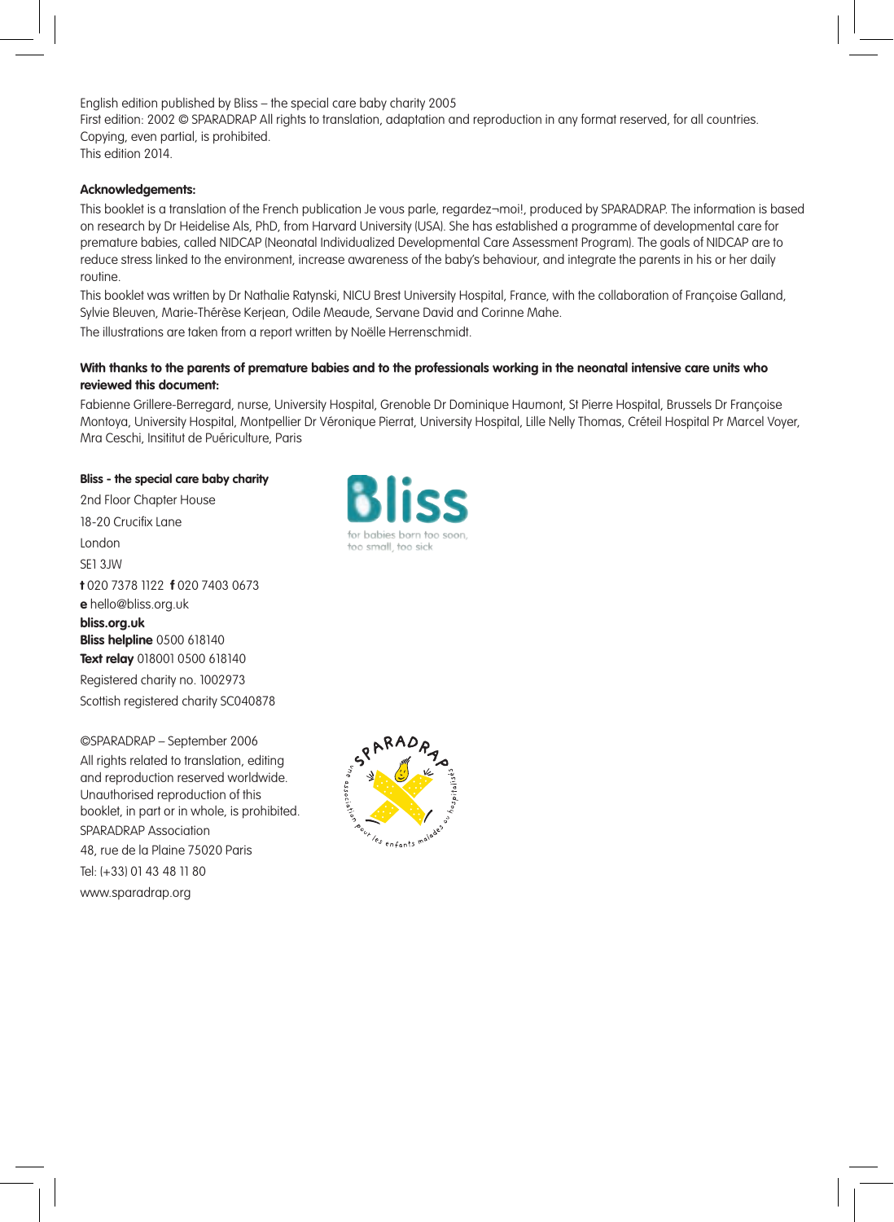English edition published by Bliss – the special care baby charity 2005
First edition: 2002 © SPARADRAP All rights to translation, adaptation and reproduction in any format reserved, for all countries.
Copying, even partial, is prohibited.
This edition 2014.

**Acknowledgements:**

This booklet is a translation of the French publication Je vous parle, regardez¬moi!, produced by SPARADRAP. The information is based on research by Dr Heidelise Als, PhD, from Harvard University (USA). She has established a programme of developmental care for premature babies, called NIDCAP (Neonatal Individualized Developmental Care Assessment Program). The goals of NIDCAP are to reduce stress linked to the environment, increase awareness of the baby's behaviour, and integrate the parents in his or her daily routine.

This booklet was written by Dr Nathalie Ratynski, NICU Brest University Hospital, France, with the collaboration of Françoise Galland, Sylvie Bleuven, Marie-Thérèse Kerjean, Odile Meaude, Servane David and Corinne Mahe.

The illustrations are taken from a report written by Noëlle Herrenschmidt.

**With thanks to the parents of premature babies and to the professionals working in the neonatal intensive care units who reviewed this document:**

Fabienne Grillere-Berregard, nurse, University Hospital, Grenoble Dr Dominique Haumont, St Pierre Hospital, Brussels Dr Françoise Montoya, University Hospital, Montpellier Dr Véronique Pierrat, University Hospital, Lille Nelly Thomas, Créteil Hospital Pr Marcel Voyer, Mra Ceschi, Insititut de Puériculture, Paris

**Bliss - the special care baby charity**
2nd Floor Chapter House
18-20 Crucifix Lane
London
SE1 3JW
**t** 020 7378 1122 **f** 020 7403 0673
**e** hello@bliss.org.uk
**bliss.org.uk**
**Bliss helpline** 0500 618140
**Text relay** 018001 0500 618140
Registered charity no. 1002973
Scottish registered charity SC040878

Bliss
for babies born too soon, too small, too sick

©SPARADRAP – September 2006
All rights related to translation, editing and reproduction reserved worldwide. Unauthorised reproduction of this booklet, in part or in whole, is prohibited.
SPARADRAP Association
48, rue de la Plaine 75020 Paris
Tel: (+33) 01 43 48 11 80
www.sparadrap.org

SPARADRAP
une association pour les enfants malades ou hospitalisés